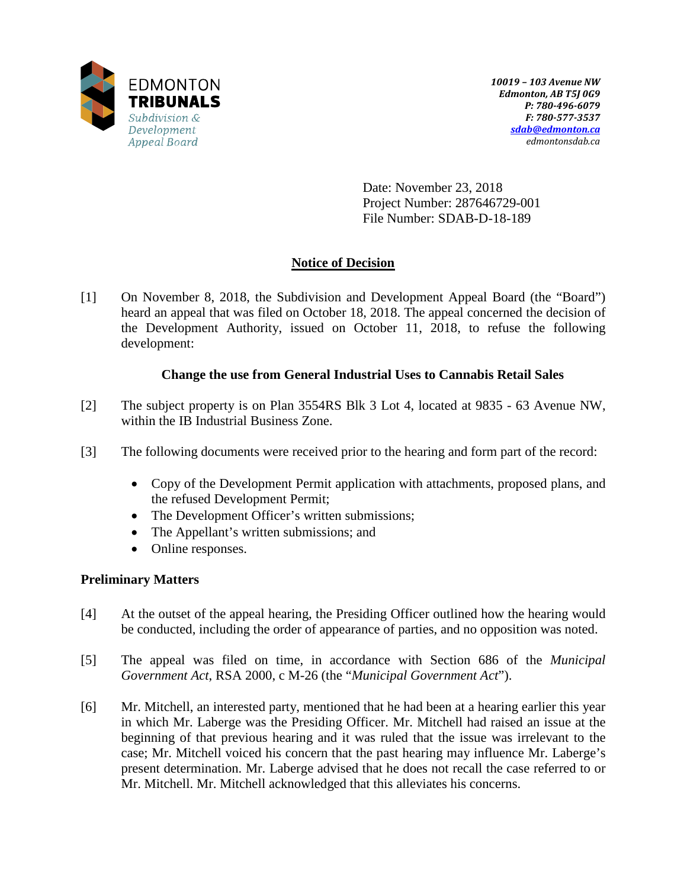EDMONTON
**TRIBUNALS**
*Subdivision & Development Appeal Board*

*10019 – 103 Avenue NW*
*Edmonton, AB T5J 0G9*
*P: 780-496-6079*
*F: 780-577-3537*
*sdab@edmonton.ca*
*edmontonsdab.ca*

Date: November 23, 2018
Project Number: 287646729-001
File Number: SDAB-D-18-189

## Notice of Decision

[1] On November 8, 2018, the Subdivision and Development Appeal Board (the "Board") heard an appeal that was filed on October 18, 2018. The appeal concerned the decision of the Development Authority, issued on October 11, 2018, to refuse the following development:

**Change the use from General Industrial Uses to Cannabis Retail Sales**

[2] The subject property is on Plan 3554RS Blk 3 Lot 4, located at 9835 - 63 Avenue NW, within the IB Industrial Business Zone.

[3] The following documents were received prior to the hearing and form part of the record:

- Copy of the Development Permit application with attachments, proposed plans, and the refused Development Permit;
- The Development Officer's written submissions;
- The Appellant's written submissions; and
- Online responses.

### Preliminary Matters

[4] At the outset of the appeal hearing, the Presiding Officer outlined how the hearing would be conducted, including the order of appearance of parties, and no opposition was noted.

[5] The appeal was filed on time, in accordance with Section 686 of the *Municipal Government Act*, RSA 2000, c M-26 (the "*Municipal Government Act*").

[6] Mr. Mitchell, an interested party, mentioned that he had been at a hearing earlier this year in which Mr. Laberge was the Presiding Officer. Mr. Mitchell had raised an issue at the beginning of that previous hearing and it was ruled that the issue was irrelevant to the case; Mr. Mitchell voiced his concern that the past hearing may influence Mr. Laberge's present determination. Mr. Laberge advised that he does not recall the case referred to or Mr. Mitchell. Mr. Mitchell acknowledged that this alleviates his concerns.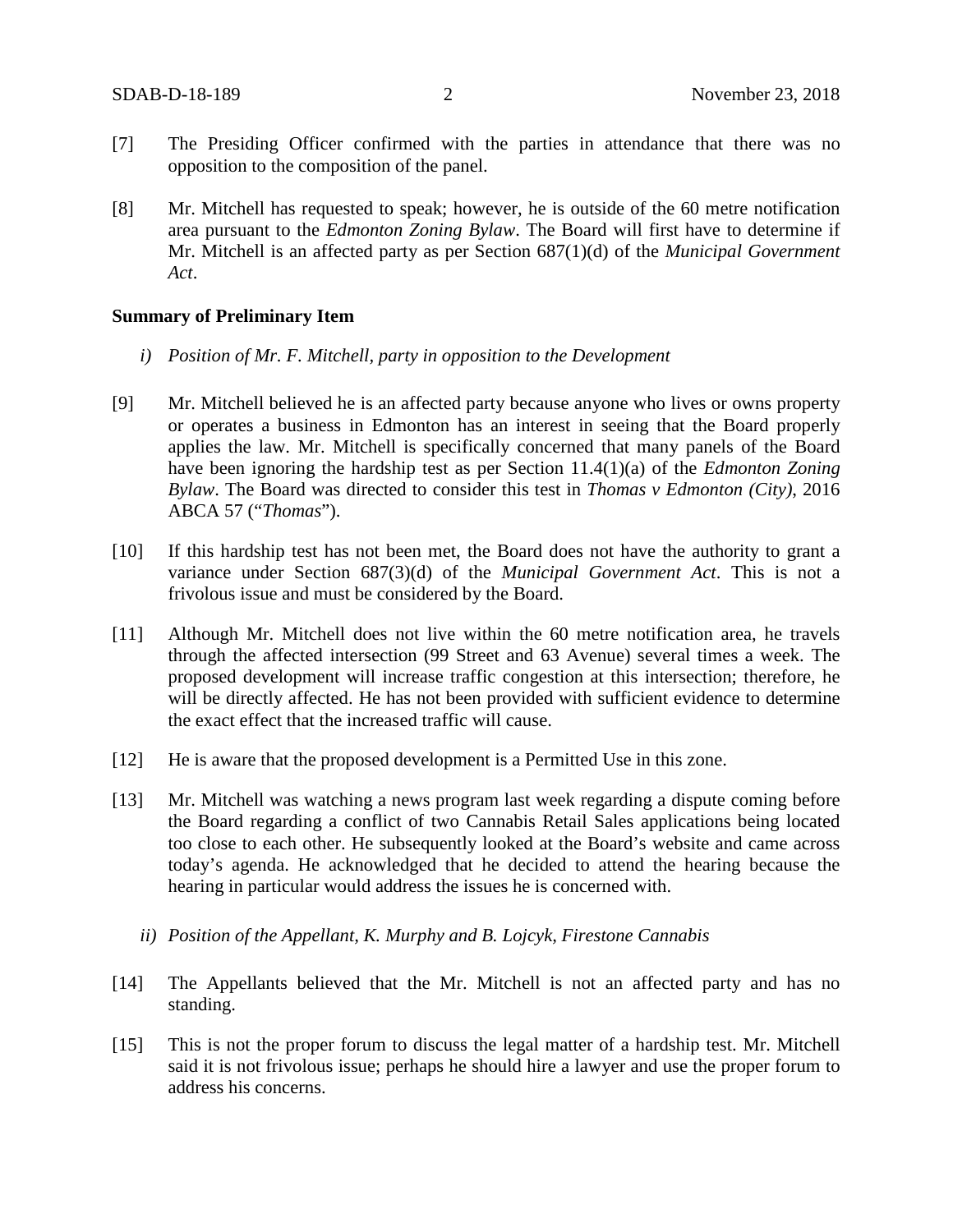[7] The Presiding Officer confirmed with the parties in attendance that there was no opposition to the composition of the panel.

[8] Mr. Mitchell has requested to speak; however, he is outside of the 60 metre notification area pursuant to the *Edmonton Zoning Bylaw*. The Board will first have to determine if Mr. Mitchell is an affected party as per Section 687(1)(d) of the *Municipal Government Act*.

**Summary of Preliminary Item**

*i) Position of Mr. F. Mitchell, party in opposition to the Development*

[9] Mr. Mitchell believed he is an affected party because anyone who lives or owns property or operates a business in Edmonton has an interest in seeing that the Board properly applies the law. Mr. Mitchell is specifically concerned that many panels of the Board have been ignoring the hardship test as per Section 11.4(1)(a) of the *Edmonton Zoning Bylaw*. The Board was directed to consider this test in *Thomas v Edmonton (City)*, 2016 ABCA 57 ("*Thomas*").

[10] If this hardship test has not been met, the Board does not have the authority to grant a variance under Section 687(3)(d) of the *Municipal Government Act*. This is not a frivolous issue and must be considered by the Board.

[11] Although Mr. Mitchell does not live within the 60 metre notification area, he travels through the affected intersection (99 Street and 63 Avenue) several times a week. The proposed development will increase traffic congestion at this intersection; therefore, he will be directly affected. He has not been provided with sufficient evidence to determine the exact effect that the increased traffic will cause.

[12] He is aware that the proposed development is a Permitted Use in this zone.

[13] Mr. Mitchell was watching a news program last week regarding a dispute coming before the Board regarding a conflict of two Cannabis Retail Sales applications being located too close to each other. He subsequently looked at the Board's website and came across today's agenda. He acknowledged that he decided to attend the hearing because the hearing in particular would address the issues he is concerned with.

*ii) Position of the Appellant, K. Murphy and B. Lojcyk, Firestone Cannabis*

[14] The Appellants believed that the Mr. Mitchell is not an affected party and has no standing.

[15] This is not the proper forum to discuss the legal matter of a hardship test. Mr. Mitchell said it is not frivolous issue; perhaps he should hire a lawyer and use the proper forum to address his concerns.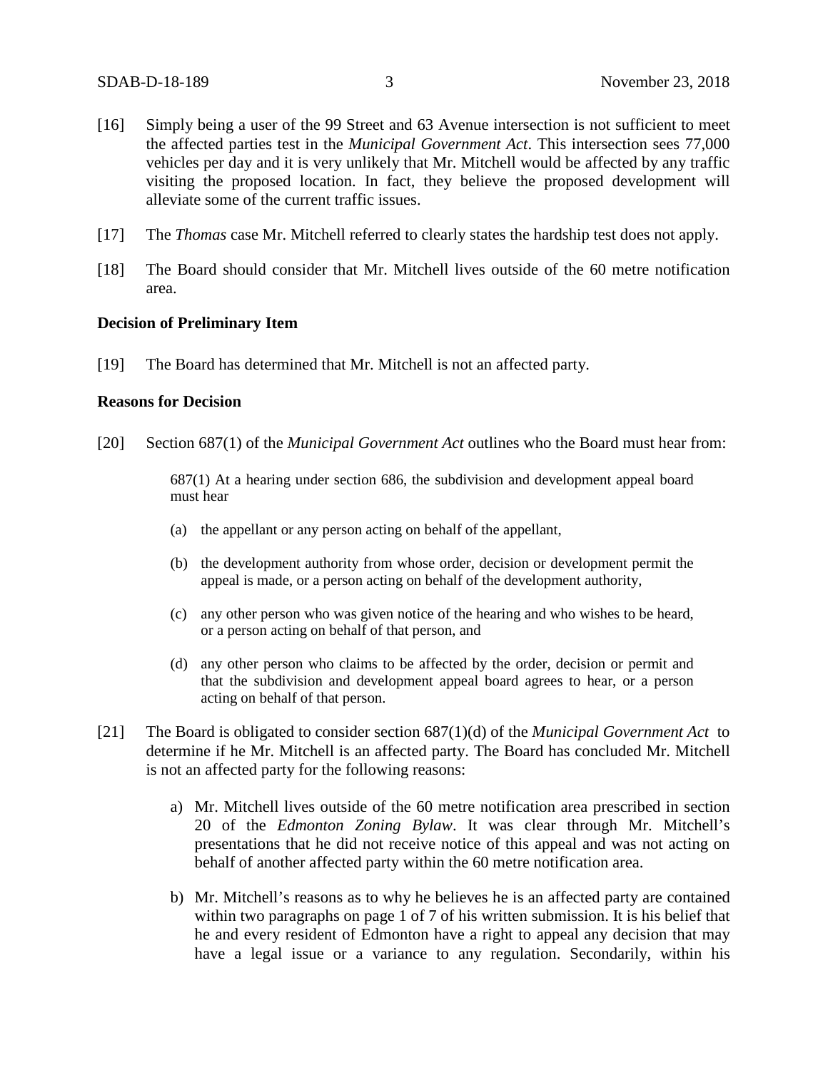[16] Simply being a user of the 99 Street and 63 Avenue intersection is not sufficient to meet the affected parties test in the *Municipal Government Act*. This intersection sees 77,000 vehicles per day and it is very unlikely that Mr. Mitchell would be affected by any traffic visiting the proposed location. In fact, they believe the proposed development will alleviate some of the current traffic issues.

[17] The *Thomas* case Mr. Mitchell referred to clearly states the hardship test does not apply.

[18] The Board should consider that Mr. Mitchell lives outside of the 60 metre notification area.

**Decision of Preliminary Item**

[19] The Board has determined that Mr. Mitchell is not an affected party.

**Reasons for Decision**

[20] Section 687(1) of the *Municipal Government Act* outlines who the Board must hear from:

> 687(1) At a hearing under section 686, the subdivision and development appeal board must hear
>
> (a) the appellant or any person acting on behalf of the appellant,
>
> (b) the development authority from whose order, decision or development permit the appeal is made, or a person acting on behalf of the development authority,
>
> (c) any other person who was given notice of the hearing and who wishes to be heard, or a person acting on behalf of that person, and
>
> (d) any other person who claims to be affected by the order, decision or permit and that the subdivision and development appeal board agrees to hear, or a person acting on behalf of that person.

[21] The Board is obligated to consider section 687(1)(d) of the *Municipal Government Act* to determine if he Mr. Mitchell is an affected party. The Board has concluded Mr. Mitchell is not an affected party for the following reasons:

a) Mr. Mitchell lives outside of the 60 metre notification area prescribed in section 20 of the *Edmonton Zoning Bylaw*. It was clear through Mr. Mitchell's presentations that he did not receive notice of this appeal and was not acting on behalf of another affected party within the 60 metre notification area.

b) Mr. Mitchell's reasons as to why he believes he is an affected party are contained within two paragraphs on page 1 of 7 of his written submission. It is his belief that he and every resident of Edmonton have a right to appeal any decision that may have a legal issue or a variance to any regulation. Secondarily, within his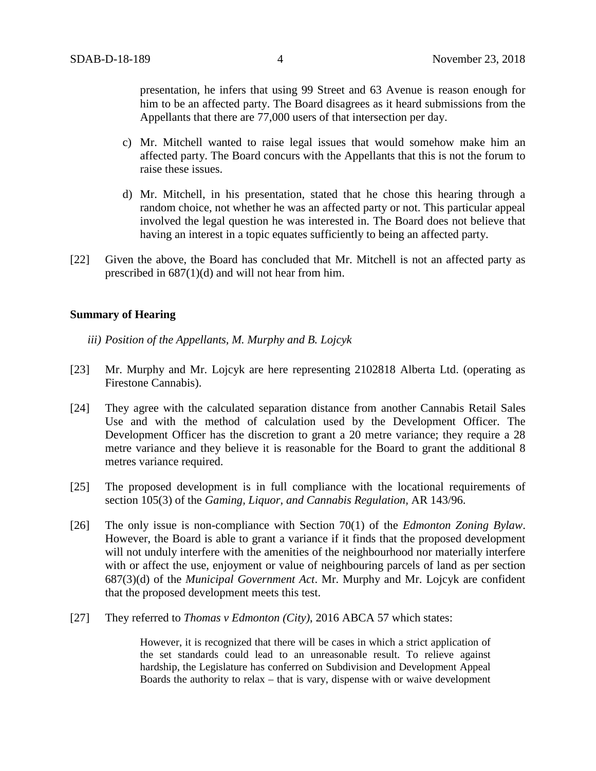presentation, he infers that using 99 Street and 63 Avenue is reason enough for him to be an affected party. The Board disagrees as it heard submissions from the Appellants that there are 77,000 users of that intersection per day.

c) Mr. Mitchell wanted to raise legal issues that would somehow make him an affected party. The Board concurs with the Appellants that this is not the forum to raise these issues.

d) Mr. Mitchell, in his presentation, stated that he chose this hearing through a random choice, not whether he was an affected party or not. This particular appeal involved the legal question he was interested in. The Board does not believe that having an interest in a topic equates sufficiently to being an affected party.

[22] Given the above, the Board has concluded that Mr. Mitchell is not an affected party as prescribed in 687(1)(d) and will not hear from him.

**Summary of Hearing**

*iii) Position of the Appellants, M. Murphy and B. Lojcyk*

[23] Mr. Murphy and Mr. Lojcyk are here representing 2102818 Alberta Ltd. (operating as Firestone Cannabis).

[24] They agree with the calculated separation distance from another Cannabis Retail Sales Use and with the method of calculation used by the Development Officer. The Development Officer has the discretion to grant a 20 metre variance; they require a 28 metre variance and they believe it is reasonable for the Board to grant the additional 8 metres variance required.

[25] The proposed development is in full compliance with the locational requirements of section 105(3) of the *Gaming, Liquor, and Cannabis Regulation,* AR 143/96.

[26] The only issue is non-compliance with Section 70(1) of the *Edmonton Zoning Bylaw*. However, the Board is able to grant a variance if it finds that the proposed development will not unduly interfere with the amenities of the neighbourhood nor materially interfere with or affect the use, enjoyment or value of neighbouring parcels of land as per section 687(3)(d) of the *Municipal Government Act*. Mr. Murphy and Mr. Lojcyk are confident that the proposed development meets this test.

[27] They referred to *Thomas v Edmonton (City)*, 2016 ABCA 57 which states:

> However, it is recognized that there will be cases in which a strict application of the set standards could lead to an unreasonable result. To relieve against hardship, the Legislature has conferred on Subdivision and Development Appeal Boards the authority to relax – that is vary, dispense with or waive development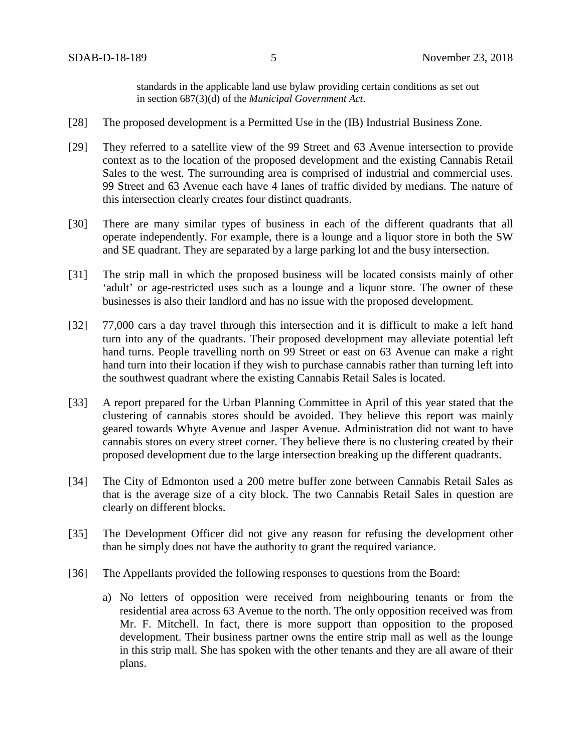standards in the applicable land use bylaw providing certain conditions as set out in section 687(3)(d) of the *Municipal Government Act*.

[28] The proposed development is a Permitted Use in the (IB) Industrial Business Zone.

[29] They referred to a satellite view of the 99 Street and 63 Avenue intersection to provide context as to the location of the proposed development and the existing Cannabis Retail Sales to the west. The surrounding area is comprised of industrial and commercial uses. 99 Street and 63 Avenue each have 4 lanes of traffic divided by medians. The nature of this intersection clearly creates four distinct quadrants.

[30] There are many similar types of business in each of the different quadrants that all operate independently. For example, there is a lounge and a liquor store in both the SW and SE quadrant. They are separated by a large parking lot and the busy intersection.

[31] The strip mall in which the proposed business will be located consists mainly of other 'adult' or age-restricted uses such as a lounge and a liquor store. The owner of these businesses is also their landlord and has no issue with the proposed development.

[32] 77,000 cars a day travel through this intersection and it is difficult to make a left hand turn into any of the quadrants. Their proposed development may alleviate potential left hand turns. People travelling north on 99 Street or east on 63 Avenue can make a right hand turn into their location if they wish to purchase cannabis rather than turning left into the southwest quadrant where the existing Cannabis Retail Sales is located.

[33] A report prepared for the Urban Planning Committee in April of this year stated that the clustering of cannabis stores should be avoided. They believe this report was mainly geared towards Whyte Avenue and Jasper Avenue. Administration did not want to have cannabis stores on every street corner. They believe there is no clustering created by their proposed development due to the large intersection breaking up the different quadrants.

[34] The City of Edmonton used a 200 metre buffer zone between Cannabis Retail Sales as that is the average size of a city block. The two Cannabis Retail Sales in question are clearly on different blocks.

[35] The Development Officer did not give any reason for refusing the development other than he simply does not have the authority to grant the required variance.

[36] The Appellants provided the following responses to questions from the Board:

a) No letters of opposition were received from neighbouring tenants or from the residential area across 63 Avenue to the north. The only opposition received was from Mr. F. Mitchell. In fact, there is more support than opposition to the proposed development. Their business partner owns the entire strip mall as well as the lounge in this strip mall. She has spoken with the other tenants and they are all aware of their plans.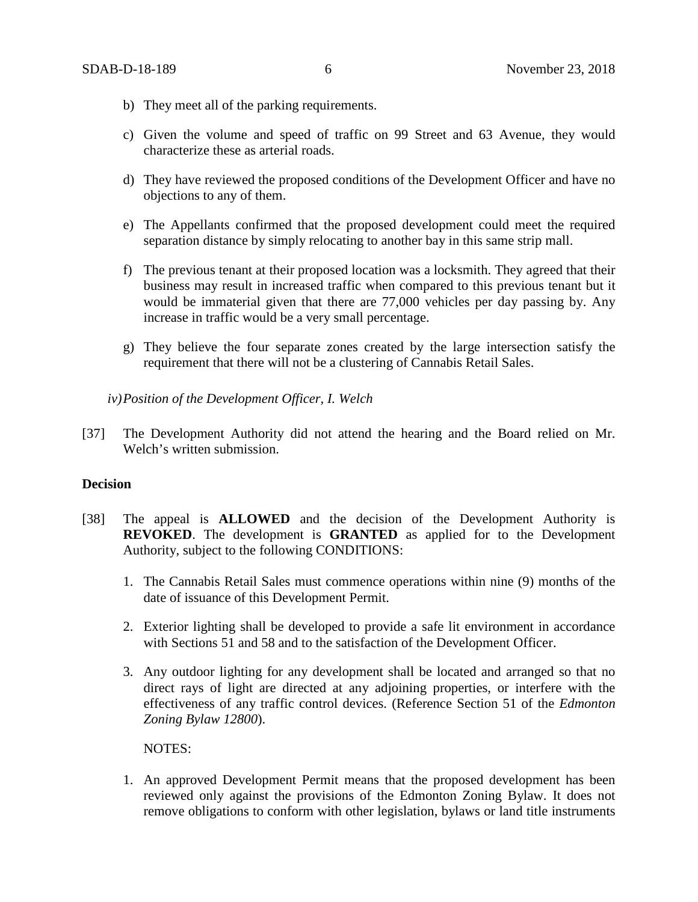b) They meet all of the parking requirements.

c) Given the volume and speed of traffic on 99 Street and 63 Avenue, they would characterize these as arterial roads.

d) They have reviewed the proposed conditions of the Development Officer and have no objections to any of them.

e) The Appellants confirmed that the proposed development could meet the required separation distance by simply relocating to another bay in this same strip mall.

f) The previous tenant at their proposed location was a locksmith. They agreed that their business may result in increased traffic when compared to this previous tenant but it would be immaterial given that there are 77,000 vehicles per day passing by. Any increase in traffic would be a very small percentage.

g) They believe the four separate zones created by the large intersection satisfy the requirement that there will not be a clustering of Cannabis Retail Sales.

*iv) Position of the Development Officer, I. Welch*

[37] The Development Authority did not attend the hearing and the Board relied on Mr. Welch's written submission.

**Decision**

[38] The appeal is **ALLOWED** and the decision of the Development Authority is **REVOKED**. The development is **GRANTED** as applied for to the Development Authority, subject to the following CONDITIONS:

1. The Cannabis Retail Sales must commence operations within nine (9) months of the date of issuance of this Development Permit.

2. Exterior lighting shall be developed to provide a safe lit environment in accordance with Sections 51 and 58 and to the satisfaction of the Development Officer.

3. Any outdoor lighting for any development shall be located and arranged so that no direct rays of light are directed at any adjoining properties, or interfere with the effectiveness of any traffic control devices. (Reference Section 51 of the *Edmonton Zoning Bylaw 12800*).

NOTES:

1. An approved Development Permit means that the proposed development has been reviewed only against the provisions of the Edmonton Zoning Bylaw. It does not remove obligations to conform with other legislation, bylaws or land title instruments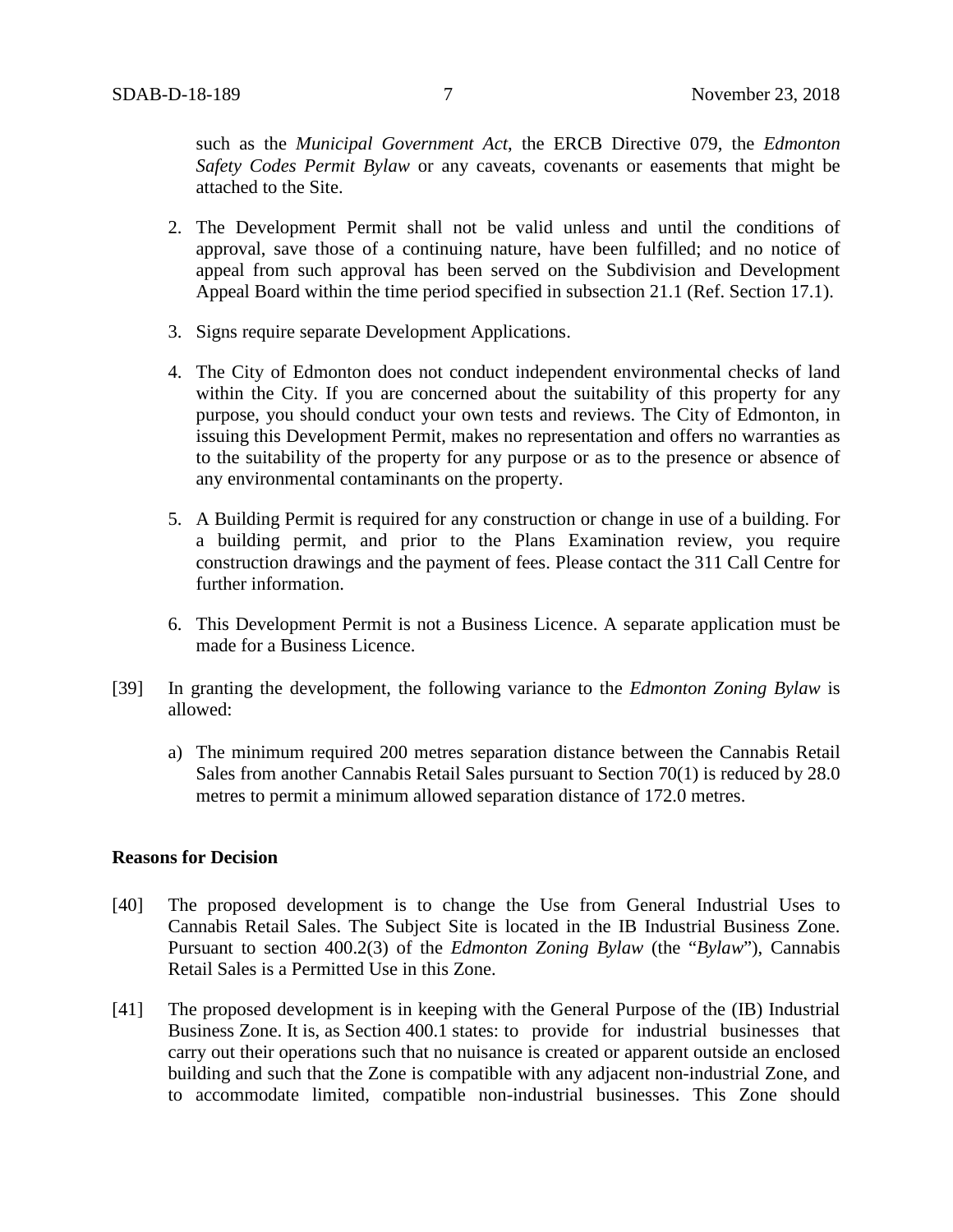such as the *Municipal Government Act*, the ERCB Directive 079, the *Edmonton Safety Codes Permit Bylaw* or any caveats, covenants or easements that might be attached to the Site.

2. The Development Permit shall not be valid unless and until the conditions of approval, save those of a continuing nature, have been fulfilled; and no notice of appeal from such approval has been served on the Subdivision and Development Appeal Board within the time period specified in subsection 21.1 (Ref. Section 17.1).

3. Signs require separate Development Applications.

4. The City of Edmonton does not conduct independent environmental checks of land within the City. If you are concerned about the suitability of this property for any purpose, you should conduct your own tests and reviews. The City of Edmonton, in issuing this Development Permit, makes no representation and offers no warranties as to the suitability of the property for any purpose or as to the presence or absence of any environmental contaminants on the property.

5. A Building Permit is required for any construction or change in use of a building. For a building permit, and prior to the Plans Examination review, you require construction drawings and the payment of fees. Please contact the 311 Call Centre for further information.

6. This Development Permit is not a Business Licence. A separate application must be made for a Business Licence.

[39] In granting the development, the following variance to the *Edmonton Zoning Bylaw* is allowed:

a) The minimum required 200 metres separation distance between the Cannabis Retail Sales from another Cannabis Retail Sales pursuant to Section 70(1) is reduced by 28.0 metres to permit a minimum allowed separation distance of 172.0 metres.

**Reasons for Decision**

[40] The proposed development is to change the Use from General Industrial Uses to Cannabis Retail Sales. The Subject Site is located in the IB Industrial Business Zone. Pursuant to section 400.2(3) of the *Edmonton Zoning Bylaw* (the "*Bylaw*"), Cannabis Retail Sales is a Permitted Use in this Zone.

[41] The proposed development is in keeping with the General Purpose of the (IB) Industrial Business Zone. It is, as Section 400.1 states: to provide for industrial businesses that carry out their operations such that no nuisance is created or apparent outside an enclosed building and such that the Zone is compatible with any adjacent non-industrial Zone, and to accommodate limited, compatible non-industrial businesses. This Zone should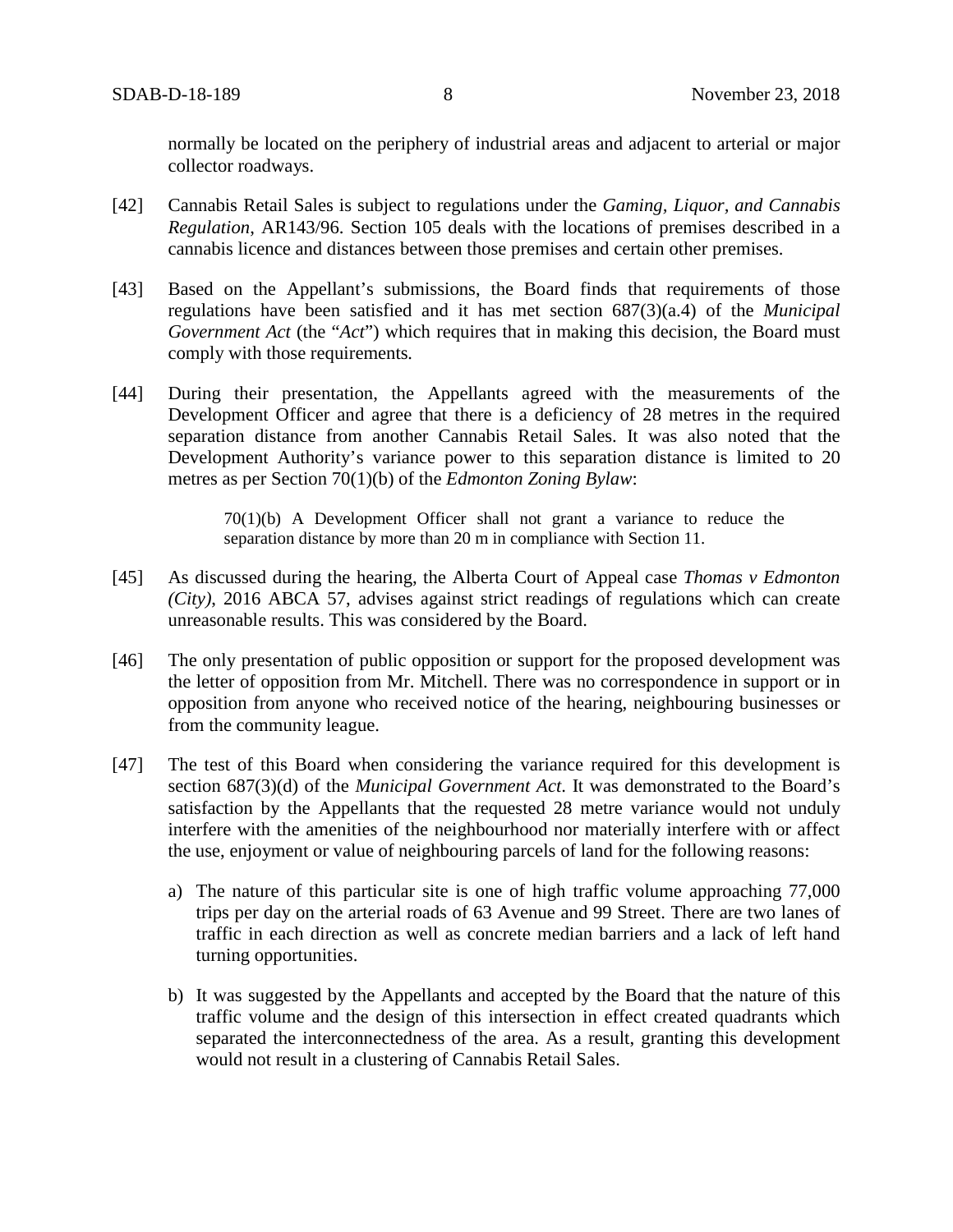normally be located on the periphery of industrial areas and adjacent to arterial or major collector roadways.

[42] Cannabis Retail Sales is subject to regulations under the *Gaming, Liquor, and Cannabis Regulation*, AR143/96. Section 105 deals with the locations of premises described in a cannabis licence and distances between those premises and certain other premises.

[43] Based on the Appellant's submissions, the Board finds that requirements of those regulations have been satisfied and it has met section 687(3)(a.4) of the *Municipal Government Act* (the "*Act*") which requires that in making this decision, the Board must comply with those requirements.

[44] During their presentation, the Appellants agreed with the measurements of the Development Officer and agree that there is a deficiency of 28 metres in the required separation distance from another Cannabis Retail Sales. It was also noted that the Development Authority's variance power to this separation distance is limited to 20 metres as per Section 70(1)(b) of the *Edmonton Zoning Bylaw*:

> 70(1)(b) A Development Officer shall not grant a variance to reduce the separation distance by more than 20 m in compliance with Section 11.

[45] As discussed during the hearing, the Alberta Court of Appeal case *Thomas v Edmonton (City)*, 2016 ABCA 57, advises against strict readings of regulations which can create unreasonable results. This was considered by the Board.

[46] The only presentation of public opposition or support for the proposed development was the letter of opposition from Mr. Mitchell. There was no correspondence in support or in opposition from anyone who received notice of the hearing, neighbouring businesses or from the community league.

[47] The test of this Board when considering the variance required for this development is section 687(3)(d) of the *Municipal Government Act*. It was demonstrated to the Board's satisfaction by the Appellants that the requested 28 metre variance would not unduly interfere with the amenities of the neighbourhood nor materially interfere with or affect the use, enjoyment or value of neighbouring parcels of land for the following reasons:

a) The nature of this particular site is one of high traffic volume approaching 77,000 trips per day on the arterial roads of 63 Avenue and 99 Street. There are two lanes of traffic in each direction as well as concrete median barriers and a lack of left hand turning opportunities.

b) It was suggested by the Appellants and accepted by the Board that the nature of this traffic volume and the design of this intersection in effect created quadrants which separated the interconnectedness of the area. As a result, granting this development would not result in a clustering of Cannabis Retail Sales.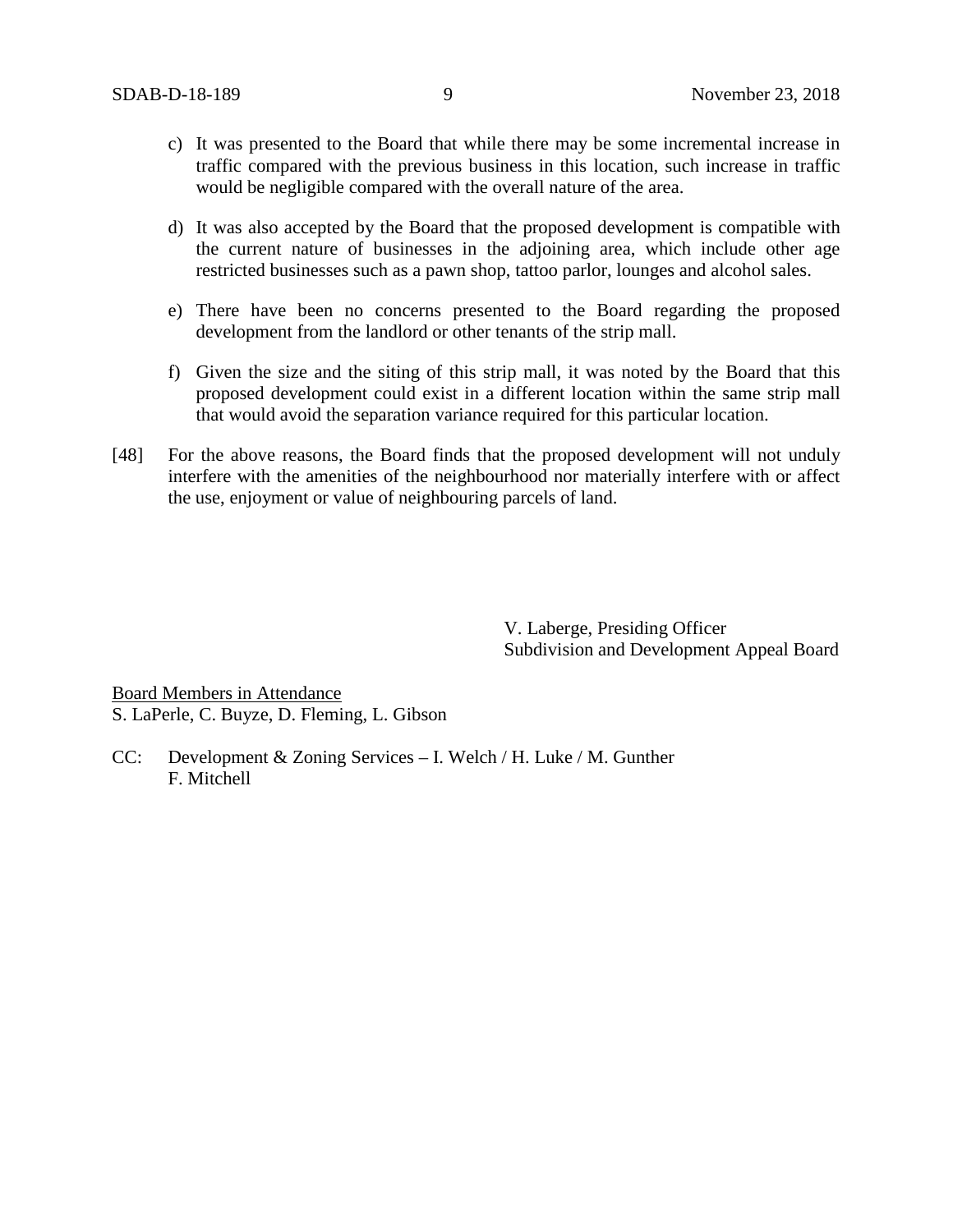c) It was presented to the Board that while there may be some incremental increase in traffic compared with the previous business in this location, such increase in traffic would be negligible compared with the overall nature of the area.

d) It was also accepted by the Board that the proposed development is compatible with the current nature of businesses in the adjoining area, which include other age restricted businesses such as a pawn shop, tattoo parlor, lounges and alcohol sales.

e) There have been no concerns presented to the Board regarding the proposed development from the landlord or other tenants of the strip mall.

f) Given the size and the siting of this strip mall, it was noted by the Board that this proposed development could exist in a different location within the same strip mall that would avoid the separation variance required for this particular location.

[48] For the above reasons, the Board finds that the proposed development will not unduly interfere with the amenities of the neighbourhood nor materially interfere with or affect the use, enjoyment or value of neighbouring parcels of land.

V. Laberge, Presiding Officer
Subdivision and Development Appeal Board

Board Members in Attendance
S. LaPerle, C. Buyze, D. Fleming, L. Gibson

CC: Development & Zoning Services – I. Welch / H. Luke / M. Gunther
F. Mitchell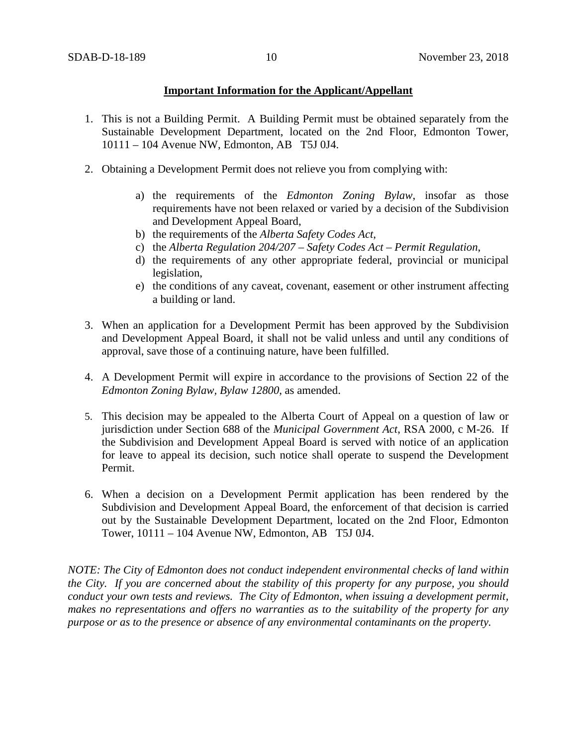**Important Information for the Applicant/Appellant**

1. This is not a Building Permit. A Building Permit must be obtained separately from the Sustainable Development Department, located on the 2nd Floor, Edmonton Tower, 10111 – 104 Avenue NW, Edmonton, AB T5J 0J4.

2. Obtaining a Development Permit does not relieve you from complying with:

   a) the requirements of the *Edmonton Zoning Bylaw*, insofar as those requirements have not been relaxed or varied by a decision of the Subdivision and Development Appeal Board,
   b) the requirements of the *Alberta Safety Codes Act*,
   c) the *Alberta Regulation 204/207 – Safety Codes Act – Permit Regulation*,
   d) the requirements of any other appropriate federal, provincial or municipal legislation,
   e) the conditions of any caveat, covenant, easement or other instrument affecting a building or land.

3. When an application for a Development Permit has been approved by the Subdivision and Development Appeal Board, it shall not be valid unless and until any conditions of approval, save those of a continuing nature, have been fulfilled.

4. A Development Permit will expire in accordance to the provisions of Section 22 of the *Edmonton Zoning Bylaw, Bylaw 12800*, as amended.

5. This decision may be appealed to the Alberta Court of Appeal on a question of law or jurisdiction under Section 688 of the *Municipal Government Act*, RSA 2000, c M-26. If the Subdivision and Development Appeal Board is served with notice of an application for leave to appeal its decision, such notice shall operate to suspend the Development Permit.

6. When a decision on a Development Permit application has been rendered by the Subdivision and Development Appeal Board, the enforcement of that decision is carried out by the Sustainable Development Department, located on the 2nd Floor, Edmonton Tower, 10111 – 104 Avenue NW, Edmonton, AB T5J 0J4.

*NOTE: The City of Edmonton does not conduct independent environmental checks of land within the City. If you are concerned about the stability of this property for any purpose, you should conduct your own tests and reviews. The City of Edmonton, when issuing a development permit, makes no representations and offers no warranties as to the suitability of the property for any purpose or as to the presence or absence of any environmental contaminants on the property.*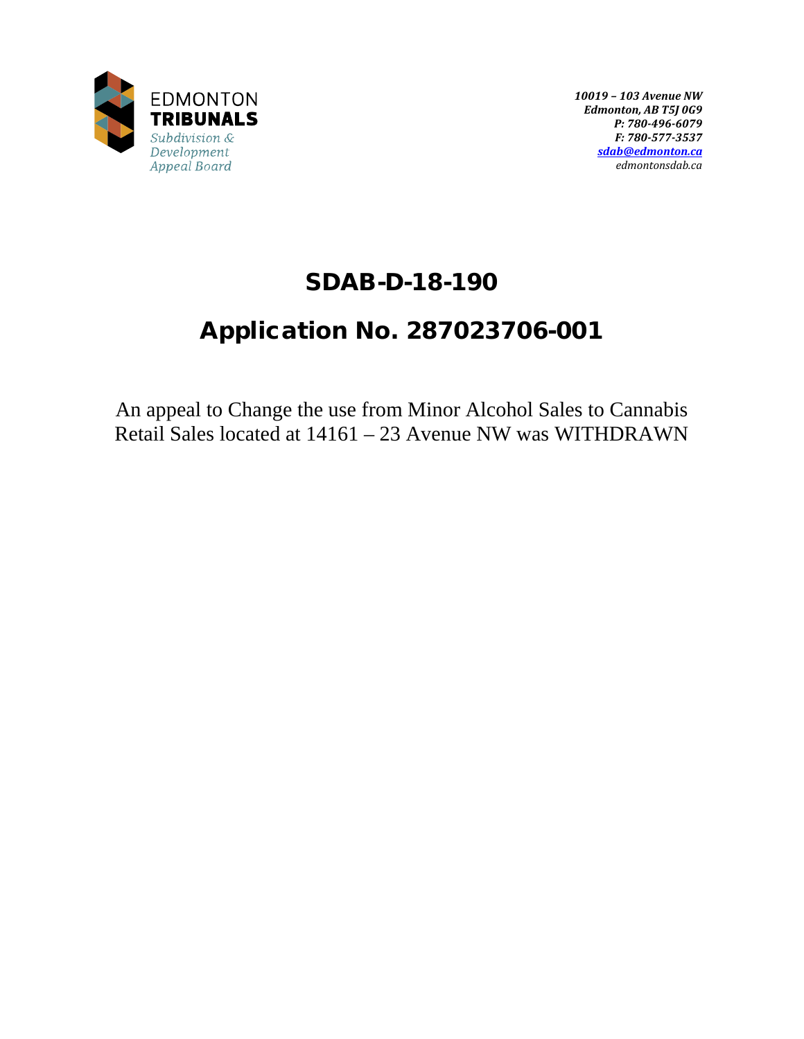EDMONTON
**TRIBUNALS**
*Subdivision & Development Appeal Board*

*10019 – 103 Avenue NW*
*Edmonton, AB T5J 0G9*
*P: 780-496-6079*
*F: 780-577-3537*
*sdab@edmonton.ca*
*edmontonsdab.ca*

# SDAB-D-18-190

# Application No. 287023706-001

An appeal to Change the use from Minor Alcohol Sales to Cannabis Retail Sales located at 14161 – 23 Avenue NW was WITHDRAWN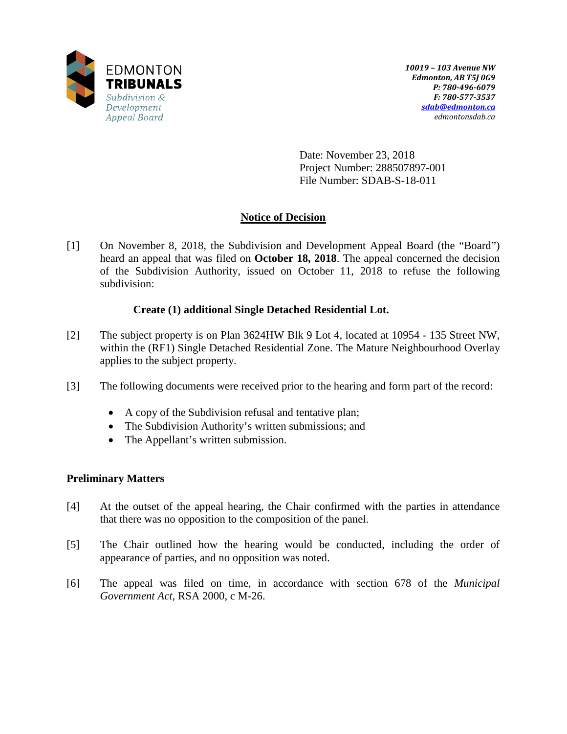EDMONTON
**TRIBUNALS**
*Subdivision & Development Appeal Board*

*10019 – 103 Avenue NW*
*Edmonton, AB T5J 0G9*
*P: 780-496-6079*
*F: 780-577-3537*
*sdab@edmonton.ca*
*edmontonsdab.ca*

Date: November 23, 2018
Project Number: 288507897-001
File Number: SDAB-S-18-011

## Notice of Decision

[1] On November 8, 2018, the Subdivision and Development Appeal Board (the "Board") heard an appeal that was filed on **October 18, 2018**. The appeal concerned the decision of the Subdivision Authority, issued on October 11, 2018 to refuse the following subdivision:

**Create (1) additional Single Detached Residential Lot.**

[2] The subject property is on Plan 3624HW Blk 9 Lot 4, located at 10954 - 135 Street NW, within the (RF1) Single Detached Residential Zone. The Mature Neighbourhood Overlay applies to the subject property.

[3] The following documents were received prior to the hearing and form part of the record:

- A copy of the Subdivision refusal and tentative plan;
- The Subdivision Authority's written submissions; and
- The Appellant's written submission.

### Preliminary Matters

[4] At the outset of the appeal hearing, the Chair confirmed with the parties in attendance that there was no opposition to the composition of the panel.

[5] The Chair outlined how the hearing would be conducted, including the order of appearance of parties, and no opposition was noted.

[6] The appeal was filed on time, in accordance with section 678 of the *Municipal Government Act*, RSA 2000, c M-26.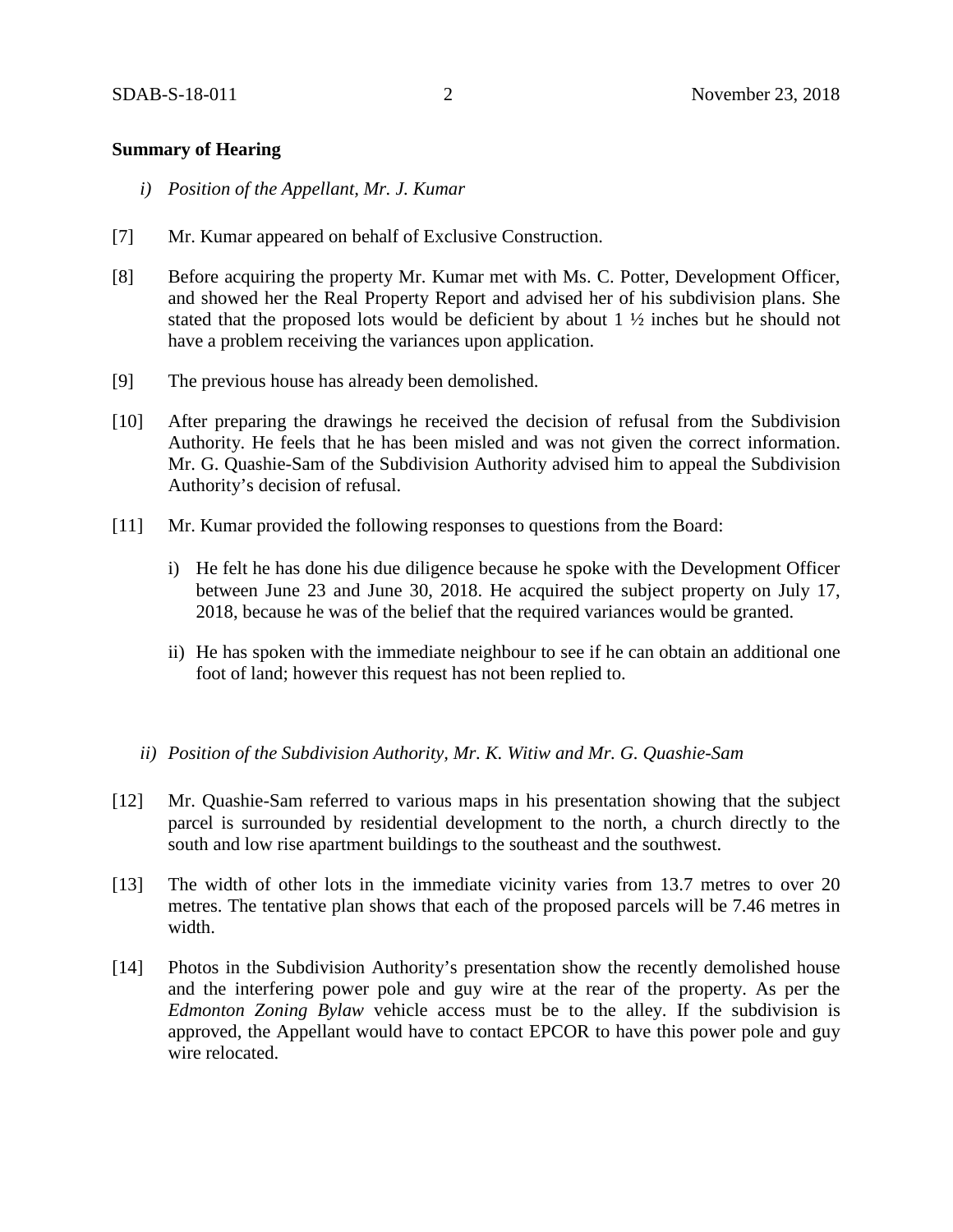**Summary of Hearing**

*i) Position of the Appellant, Mr. J. Kumar*

[7] Mr. Kumar appeared on behalf of Exclusive Construction.

[8] Before acquiring the property Mr. Kumar met with Ms. C. Potter, Development Officer, and showed her the Real Property Report and advised her of his subdivision plans. She stated that the proposed lots would be deficient by about 1 ½ inches but he should not have a problem receiving the variances upon application.

[9] The previous house has already been demolished.

[10] After preparing the drawings he received the decision of refusal from the Subdivision Authority. He feels that he has been misled and was not given the correct information. Mr. G. Quashie-Sam of the Subdivision Authority advised him to appeal the Subdivision Authority's decision of refusal.

[11] Mr. Kumar provided the following responses to questions from the Board:

i) He felt he has done his due diligence because he spoke with the Development Officer between June 23 and June 30, 2018. He acquired the subject property on July 17, 2018, because he was of the belief that the required variances would be granted.

ii) He has spoken with the immediate neighbour to see if he can obtain an additional one foot of land; however this request has not been replied to.

*ii) Position of the Subdivision Authority, Mr. K. Witiw and Mr. G. Quashie-Sam*

[12] Mr. Quashie-Sam referred to various maps in his presentation showing that the subject parcel is surrounded by residential development to the north, a church directly to the south and low rise apartment buildings to the southeast and the southwest.

[13] The width of other lots in the immediate vicinity varies from 13.7 metres to over 20 metres. The tentative plan shows that each of the proposed parcels will be 7.46 metres in width.

[14] Photos in the Subdivision Authority's presentation show the recently demolished house and the interfering power pole and guy wire at the rear of the property. As per the *Edmonton Zoning Bylaw* vehicle access must be to the alley. If the subdivision is approved, the Appellant would have to contact EPCOR to have this power pole and guy wire relocated.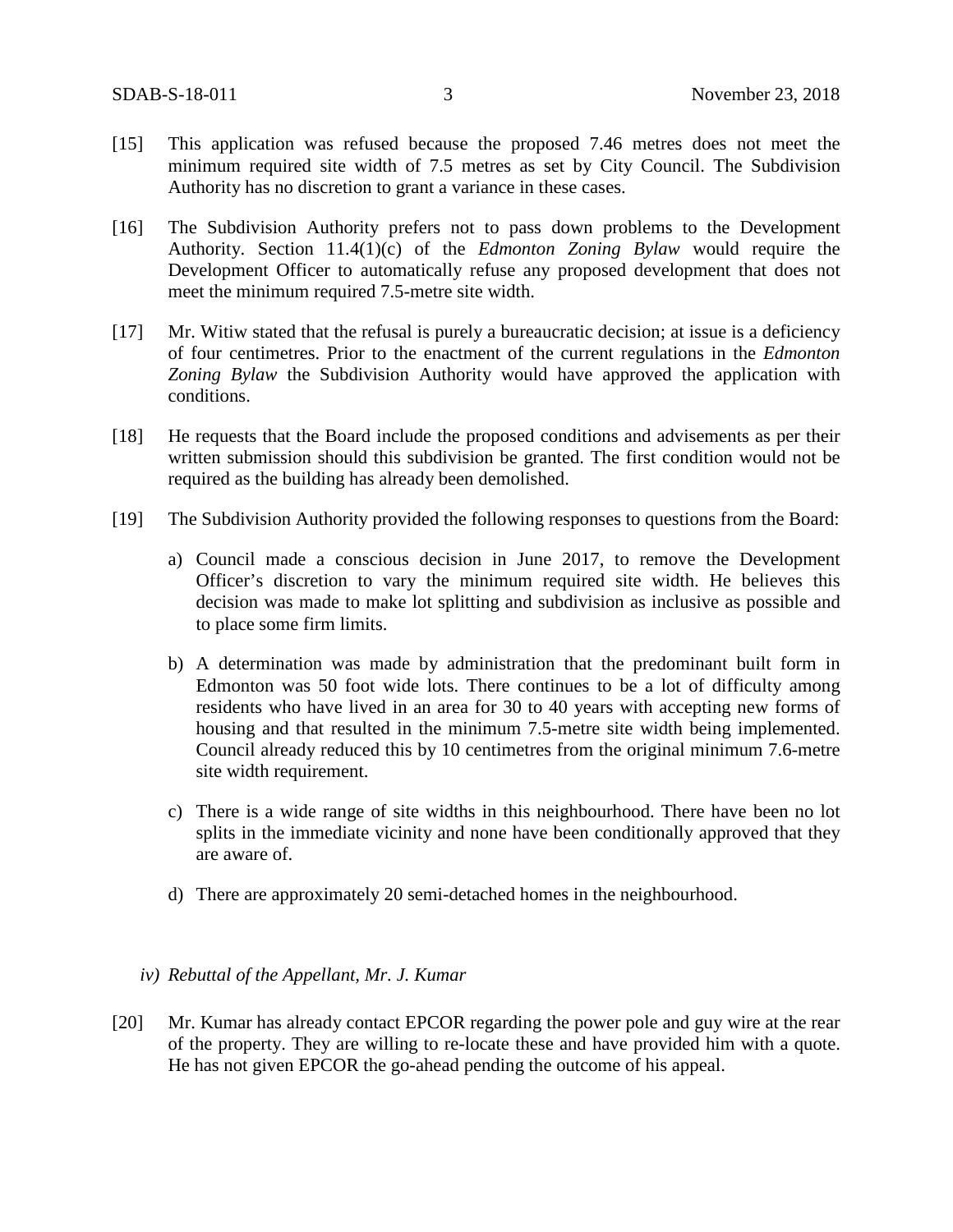[15] This application was refused because the proposed 7.46 metres does not meet the minimum required site width of 7.5 metres as set by City Council. The Subdivision Authority has no discretion to grant a variance in these cases.

[16] The Subdivision Authority prefers not to pass down problems to the Development Authority. Section 11.4(1)(c) of the *Edmonton Zoning Bylaw* would require the Development Officer to automatically refuse any proposed development that does not meet the minimum required 7.5-metre site width.

[17] Mr. Witiw stated that the refusal is purely a bureaucratic decision; at issue is a deficiency of four centimetres. Prior to the enactment of the current regulations in the *Edmonton Zoning Bylaw* the Subdivision Authority would have approved the application with conditions.

[18] He requests that the Board include the proposed conditions and advisements as per their written submission should this subdivision be granted. The first condition would not be required as the building has already been demolished.

[19] The Subdivision Authority provided the following responses to questions from the Board:

a) Council made a conscious decision in June 2017, to remove the Development Officer's discretion to vary the minimum required site width. He believes this decision was made to make lot splitting and subdivision as inclusive as possible and to place some firm limits.

b) A determination was made by administration that the predominant built form in Edmonton was 50 foot wide lots. There continues to be a lot of difficulty among residents who have lived in an area for 30 to 40 years with accepting new forms of housing and that resulted in the minimum 7.5-metre site width being implemented. Council already reduced this by 10 centimetres from the original minimum 7.6-metre site width requirement.

c) There is a wide range of site widths in this neighbourhood. There have been no lot splits in the immediate vicinity and none have been conditionally approved that they are aware of.

d) There are approximately 20 semi-detached homes in the neighbourhood.

### *iv) Rebuttal of the Appellant, Mr. J. Kumar*

[20] Mr. Kumar has already contact EPCOR regarding the power pole and guy wire at the rear of the property. They are willing to re-locate these and have provided him with a quote. He has not given EPCOR the go-ahead pending the outcome of his appeal.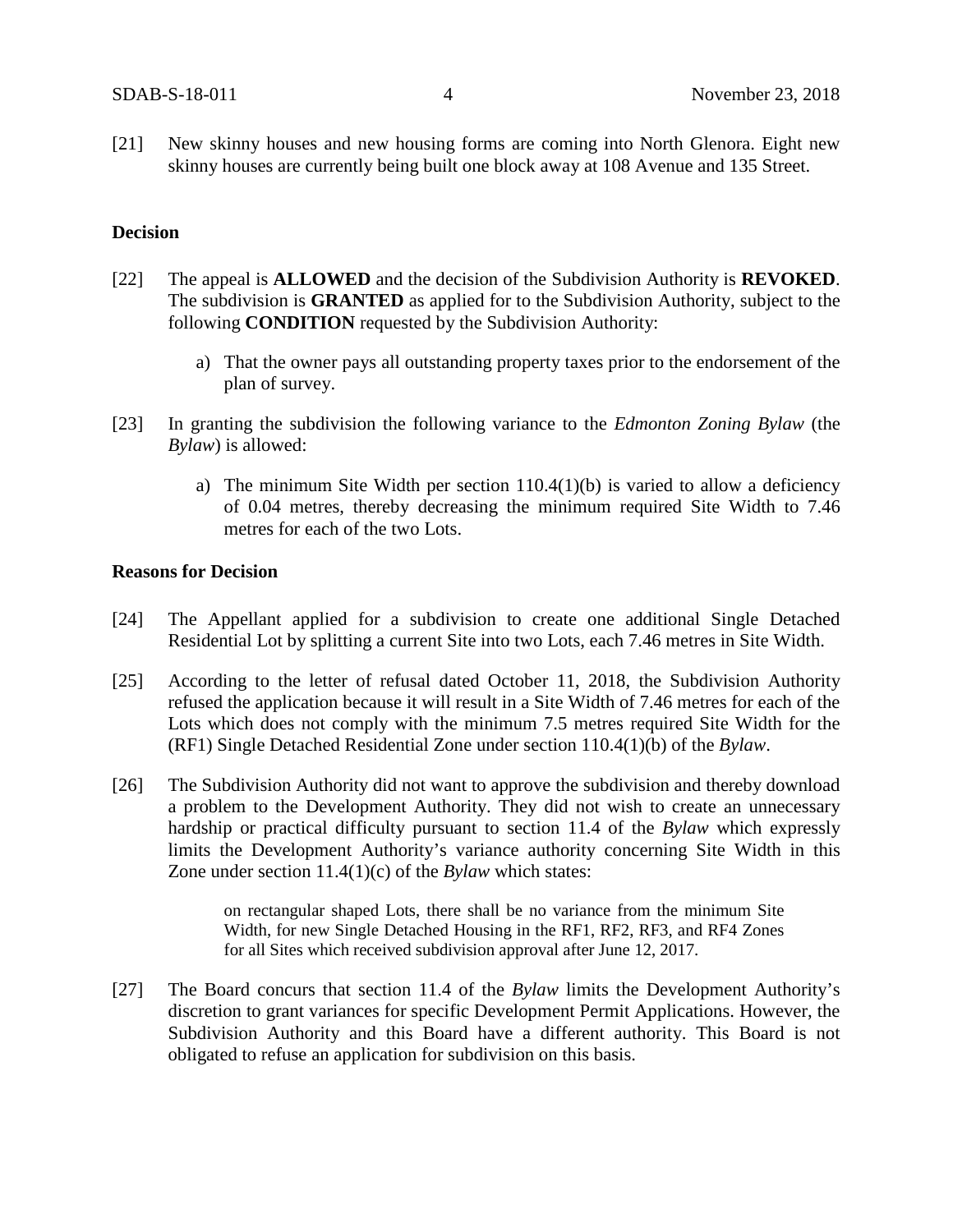[21] New skinny houses and new housing forms are coming into North Glenora. Eight new skinny houses are currently being built one block away at 108 Avenue and 135 Street.

**Decision**

[22] The appeal is **ALLOWED** and the decision of the Subdivision Authority is **REVOKED**. The subdivision is **GRANTED** as applied for to the Subdivision Authority, subject to the following **CONDITION** requested by the Subdivision Authority:

a) That the owner pays all outstanding property taxes prior to the endorsement of the plan of survey.

[23] In granting the subdivision the following variance to the *Edmonton Zoning Bylaw* (the *Bylaw*) is allowed:

a) The minimum Site Width per section 110.4(1)(b) is varied to allow a deficiency of 0.04 metres, thereby decreasing the minimum required Site Width to 7.46 metres for each of the two Lots.

**Reasons for Decision**

[24] The Appellant applied for a subdivision to create one additional Single Detached Residential Lot by splitting a current Site into two Lots, each 7.46 metres in Site Width.

[25] According to the letter of refusal dated October 11, 2018, the Subdivision Authority refused the application because it will result in a Site Width of 7.46 metres for each of the Lots which does not comply with the minimum 7.5 metres required Site Width for the (RF1) Single Detached Residential Zone under section 110.4(1)(b) of the *Bylaw*.

[26] The Subdivision Authority did not want to approve the subdivision and thereby download a problem to the Development Authority. They did not wish to create an unnecessary hardship or practical difficulty pursuant to section 11.4 of the *Bylaw* which expressly limits the Development Authority's variance authority concerning Site Width in this Zone under section 11.4(1)(c) of the *Bylaw* which states:

> on rectangular shaped Lots, there shall be no variance from the minimum Site Width, for new Single Detached Housing in the RF1, RF2, RF3, and RF4 Zones for all Sites which received subdivision approval after June 12, 2017.

[27] The Board concurs that section 11.4 of the *Bylaw* limits the Development Authority's discretion to grant variances for specific Development Permit Applications. However, the Subdivision Authority and this Board have a different authority. This Board is not obligated to refuse an application for subdivision on this basis.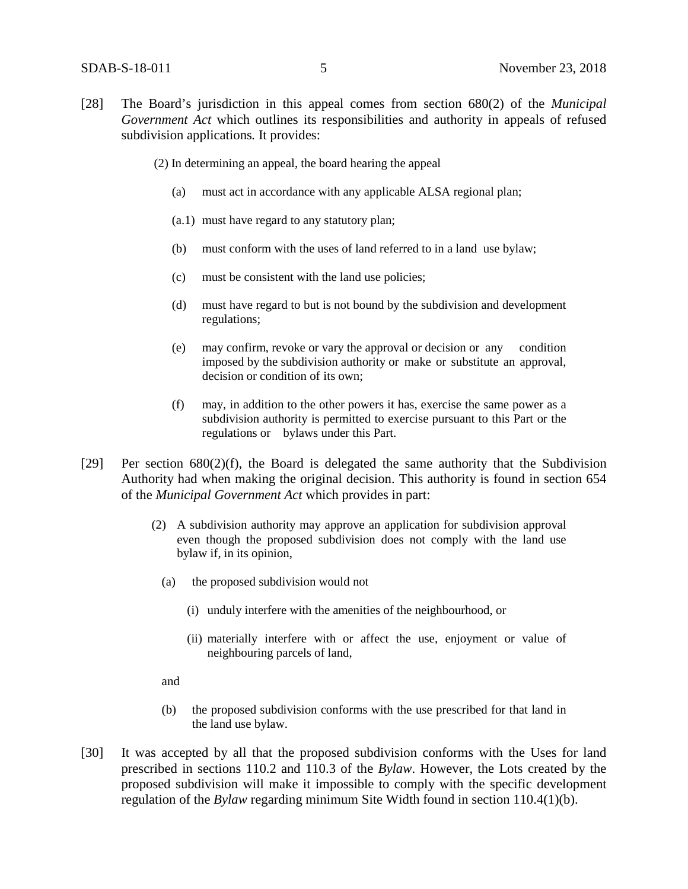[28] The Board's jurisdiction in this appeal comes from section 680(2) of the *Municipal Government Act* which outlines its responsibilities and authority in appeals of refused subdivision applications*.* It provides:

> (2) In determining an appeal, the board hearing the appeal
>
> (a) must act in accordance with any applicable ALSA regional plan;
>
> (a.1) must have regard to any statutory plan;
>
> (b) must conform with the uses of land referred to in a land use bylaw;
>
> (c) must be consistent with the land use policies;
>
> (d) must have regard to but is not bound by the subdivision and development regulations;
>
> (e) may confirm, revoke or vary the approval or decision or any condition imposed by the subdivision authority or make or substitute an approval, decision or condition of its own;
>
> (f) may, in addition to the other powers it has, exercise the same power as a subdivision authority is permitted to exercise pursuant to this Part or the regulations or bylaws under this Part.

[29] Per section 680(2)(f), the Board is delegated the same authority that the Subdivision Authority had when making the original decision. This authority is found in section 654 of the *Municipal Government Act* which provides in part:

> (2) A subdivision authority may approve an application for subdivision approval even though the proposed subdivision does not comply with the land use bylaw if, in its opinion,
>
> (a) the proposed subdivision would not
>
> (i) unduly interfere with the amenities of the neighbourhood, or
>
> (ii) materially interfere with or affect the use, enjoyment or value of neighbouring parcels of land,
>
> and
>
> (b) the proposed subdivision conforms with the use prescribed for that land in the land use bylaw.

[30] It was accepted by all that the proposed subdivision conforms with the Uses for land prescribed in sections 110.2 and 110.3 of the *Bylaw*. However, the Lots created by the proposed subdivision will make it impossible to comply with the specific development regulation of the *Bylaw* regarding minimum Site Width found in section 110.4(1)(b).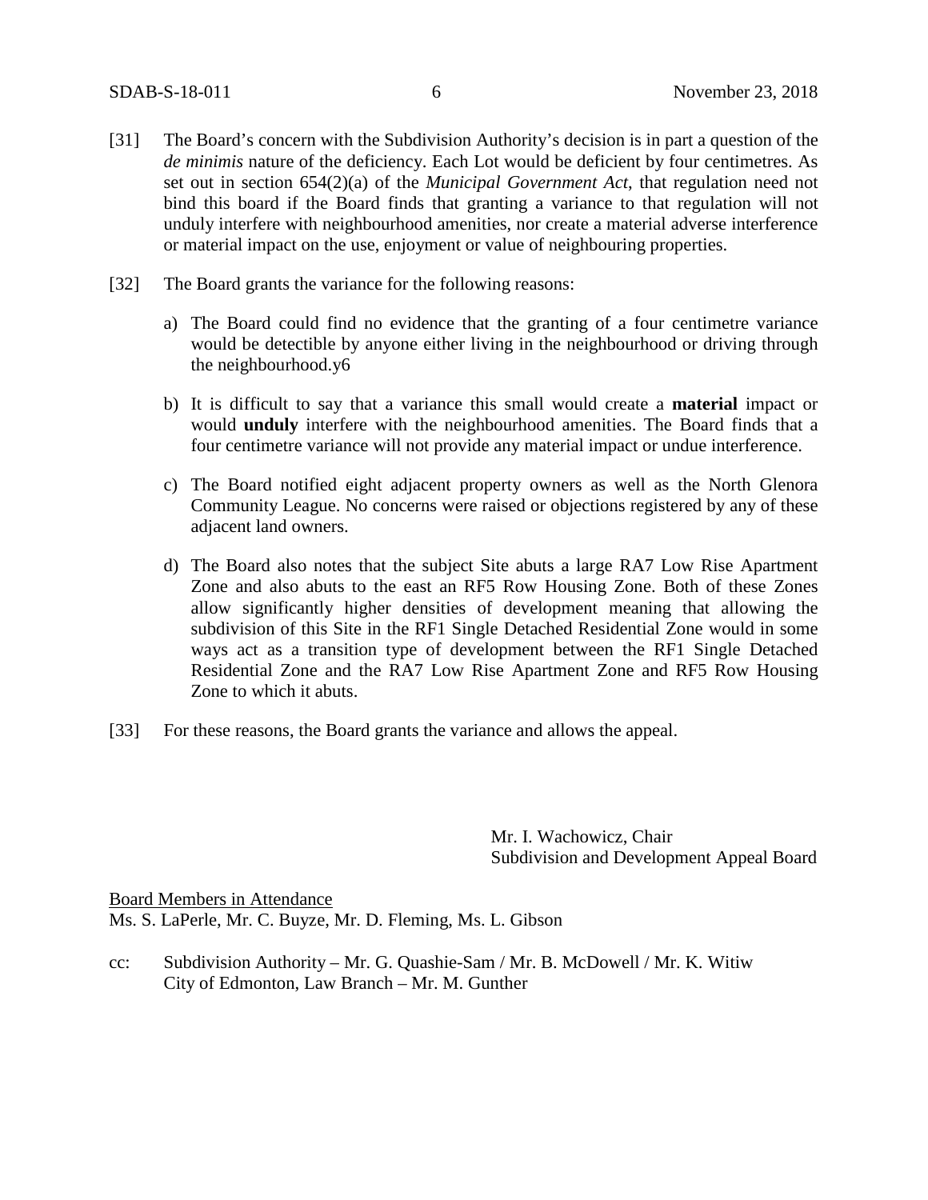[31] The Board's concern with the Subdivision Authority's decision is in part a question of the *de minimis* nature of the deficiency. Each Lot would be deficient by four centimetres. As set out in section 654(2)(a) of the *Municipal Government Act*, that regulation need not bind this board if the Board finds that granting a variance to that regulation will not unduly interfere with neighbourhood amenities, nor create a material adverse interference or material impact on the use, enjoyment or value of neighbouring properties.

[32] The Board grants the variance for the following reasons:

a) The Board could find no evidence that the granting of a four centimetre variance would be detectible by anyone either living in the neighbourhood or driving through the neighbourhood.y6

b) It is difficult to say that a variance this small would create a **material** impact or would **unduly** interfere with the neighbourhood amenities. The Board finds that a four centimetre variance will not provide any material impact or undue interference.

c) The Board notified eight adjacent property owners as well as the North Glenora Community League. No concerns were raised or objections registered by any of these adjacent land owners.

d) The Board also notes that the subject Site abuts a large RA7 Low Rise Apartment Zone and also abuts to the east an RF5 Row Housing Zone. Both of these Zones allow significantly higher densities of development meaning that allowing the subdivision of this Site in the RF1 Single Detached Residential Zone would in some ways act as a transition type of development between the RF1 Single Detached Residential Zone and the RA7 Low Rise Apartment Zone and RF5 Row Housing Zone to which it abuts.

[33] For these reasons, the Board grants the variance and allows the appeal.

Mr. I. Wachowicz, Chair
Subdivision and Development Appeal Board

Board Members in Attendance
Ms. S. LaPerle, Mr. C. Buyze, Mr. D. Fleming, Ms. L. Gibson

cc: Subdivision Authority – Mr. G. Quashie-Sam / Mr. B. McDowell / Mr. K. Witiw
City of Edmonton, Law Branch – Mr. M. Gunther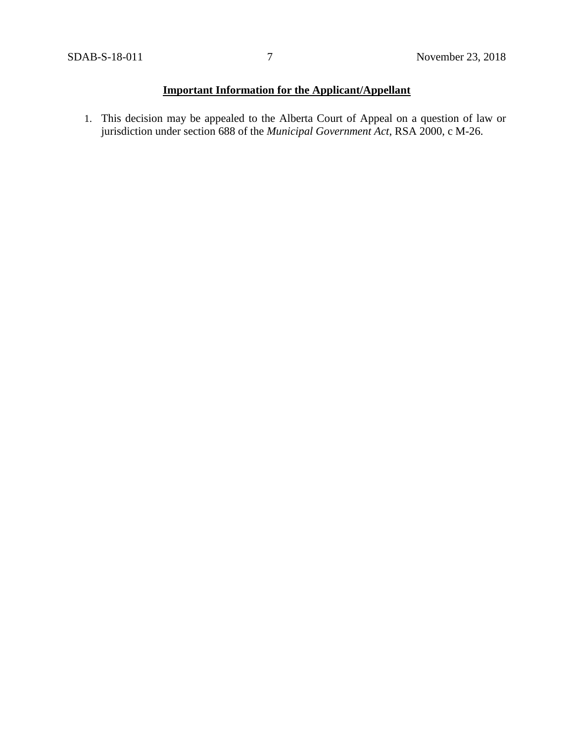**Important Information for the Applicant/Appellant**

1. This decision may be appealed to the Alberta Court of Appeal on a question of law or jurisdiction under section 688 of the *Municipal Government Act*, RSA 2000, c M-26.